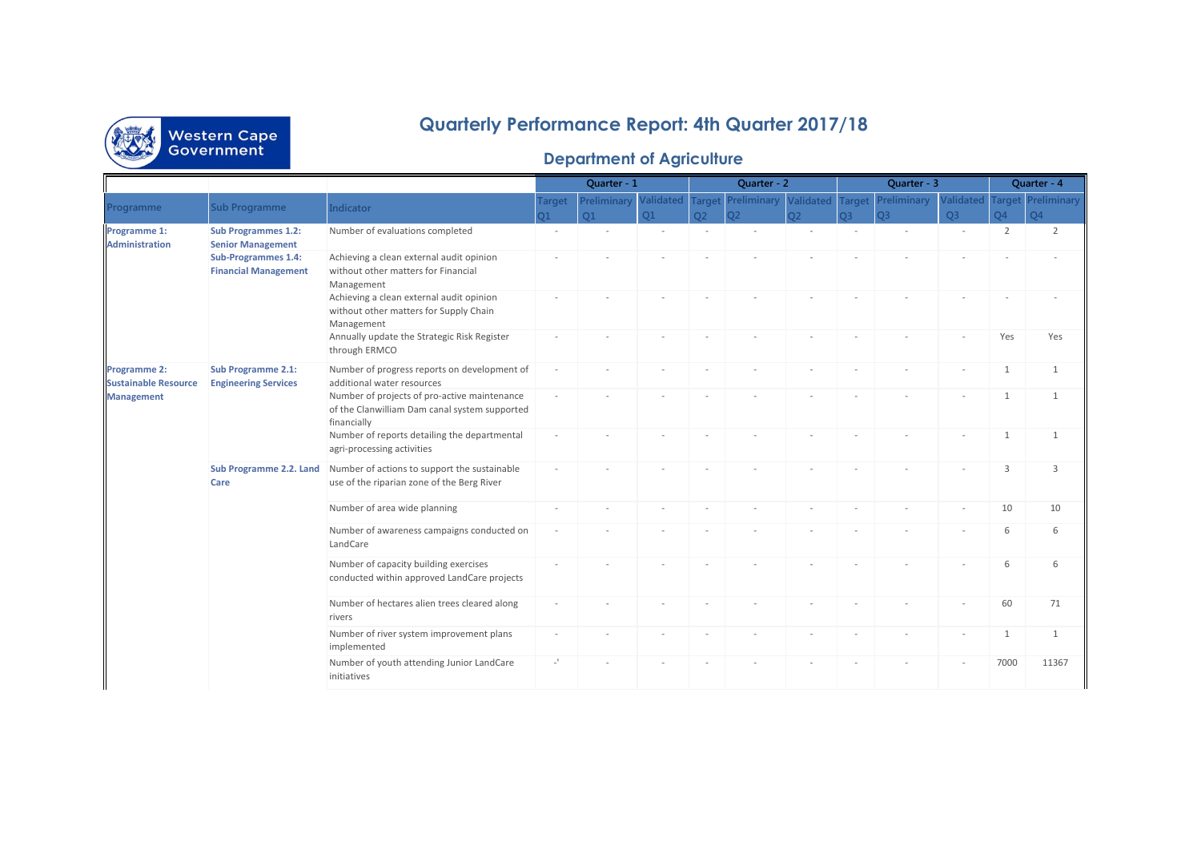# Quarterly Performance Report: 4th Quarter 2017/18

## Department of Agriculture

| Programme | Sub Programme | Indicator | Quarter - 1 | | | Quarter - 2 | | | Quarter - 3 | | | Quarter - 4 | |
|---|---|---|---|---|---|---|---|---|---|---|---|---|---|
| | | | Target Q1 | Preliminary Q1 | Validated Q1 | Target Q2 | Preliminary Q2 | Validated Q2 | Target Q3 | Preliminary Q3 | Validated Q3 | Target Q4 | Preliminary Q4 |
| **Programme 1: Administration** | **Sub Programmes 1.2: Senior Management** | Number of evaluations completed | - | - | - | - | - | - | - | - | - | 2 | 2 |
| | **Sub-Programmes 1.4: Financial Management** | Achieving a clean external audit opinion without other matters for Financial Management | - | - | - | - | - | - | - | - | - | - | - |
| | | Achieving a clean external audit opinion without other matters for Supply Chain Management | - | - | - | - | - | - | - | - | - | - | - |
| | | Annually update the Strategic Risk Register through ERMCO | - | - | - | - | - | - | - | - | - | Yes | Yes |
| **Programme 2: Sustainable Resource Management** | **Sub Programme 2.1: Engineering Services** | Number of progress reports on development of additional water resources | - | - | - | - | - | - | - | - | - | 1 | 1 |
| | | Number of projects of pro-active maintenance of the Clanwilliam Dam canal system supported financially | - | - | - | - | - | - | - | - | - | 1 | 1 |
| | | Number of reports detailing the departmental agri-processing activities | - | - | - | - | - | - | - | - | - | 1 | 1 |
| | **Sub Programme 2.2. Land Care** | Number of actions to support the sustainable use of the riparian zone of the Berg River | - | - | - | - | - | - | - | - | - | 3 | 3 |
| | | Number of area wide planning | - | - | - | - | - | - | - | - | - | 10 | 10 |
| | | Number of awareness campaigns conducted on LandCare | - | - | - | - | - | - | - | - | - | 6 | 6 |
| | | Number of capacity building exercises conducted within approved LandCare projects | - | - | - | - | - | - | - | - | - | 6 | 6 |
| | | Number of hectares alien trees cleared along rivers | - | - | - | - | - | - | - | - | - | 60 | 71 |
| | | Number of river system improvement plans implemented | - | - | - | - | - | - | - | - | - | 1 | 1 |
| | | Number of youth attending Junior LandCare initiatives | -' | - | - | - | - | - | - | - | - | 7000 | 11367 |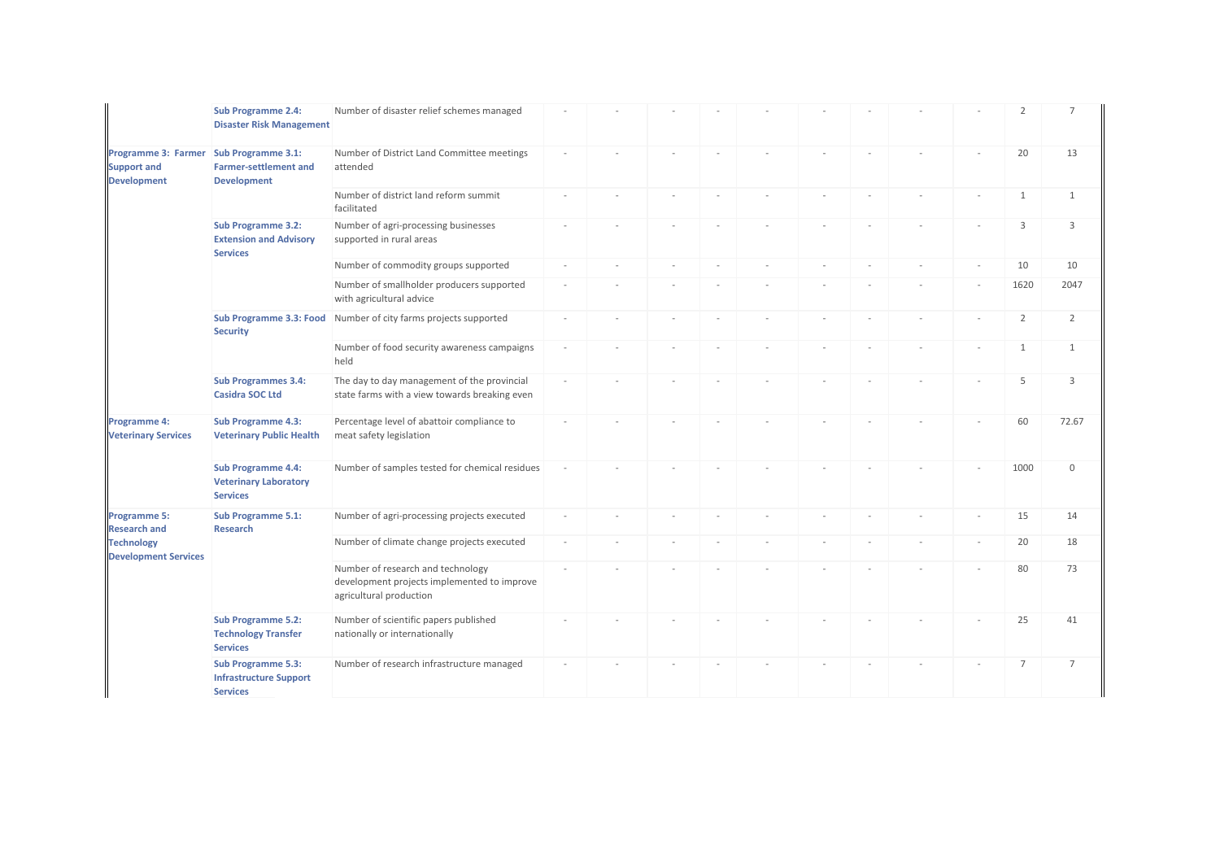|  |  |  |  |  |  |  |  |  |  |  |  |  |  |
|---|---|---|---|---|---|---|---|---|---|---|---|---|---|
|  | **Sub Programme 2.4: Disaster Risk Management** | Number of disaster relief schemes managed | - | - | - | - | - | - | - | - | - | 2 | 7 |
| **Programme 3: Farmer Support and Development** | **Sub Programme 3.1: Farmer-settlement and Development** | Number of District Land Committee meetings attended | - | - | - | - | - | - | - | - | - | 20 | 13 |
|  |  | Number of district land reform summit facilitated | - | - | - | - | - | - | - | - | - | 1 | 1 |
|  | **Sub Programme 3.2: Extension and Advisory Services** | Number of agri-processing businesses supported in rural areas | - | - | - | - | - | - | - | - | - | 3 | 3 |
|  |  | Number of commodity groups supported | - | - | - | - | - | - | - | - | - | 10 | 10 |
|  |  | Number of smallholder producers supported with agricultural advice | - | - | - | - | - | - | - | - | - | 1620 | 2047 |
|  | **Sub Programme 3.3: Food Security** | Number of city farms projects supported | - | - | - | - | - | - | - | - | - | 2 | 2 |
|  |  | Number of food security awareness campaigns held | - | - | - | - | - | - | - | - | - | 1 | 1 |
|  | **Sub Programmes 3.4: Casidra SOC Ltd** | The day to day management of the provincial state farms with a view towards breaking even | - | - | - | - | - | - | - | - | - | 5 | 3 |
| **Programme 4: Veterinary Services** | **Sub Programme 4.3: Veterinary Public Health** | Percentage level of abattoir compliance to meat safety legislation | - | - | - | - | - | - | - | - | - | 60 | 72.67 |
|  | **Sub Programme 4.4: Veterinary Laboratory Services** | Number of samples tested for chemical residues | - | - | - | - | - | - | - | - | - | 1000 | 0 |
| **Programme 5: Research and Technology Development Services** | **Sub Programme 5.1: Research** | Number of agri-processing projects executed | - | - | - | - | - | - | - | - | - | 15 | 14 |
|  |  | Number of climate change projects executed | - | - | - | - | - | - | - | - | - | 20 | 18 |
|  |  | Number of research and technology development projects implemented to improve agricultural production | - | - | - | - | - | - | - | - | - | 80 | 73 |
|  | **Sub Programme 5.2: Technology Transfer Services** | Number of scientific papers published nationally or internationally | - | - | - | - | - | - | - | - | - | 25 | 41 |
|  | **Sub Programme 5.3: Infrastructure Support Services** | Number of research infrastructure managed | - | - | - | - | - | - | - | - | - | 7 | 7 |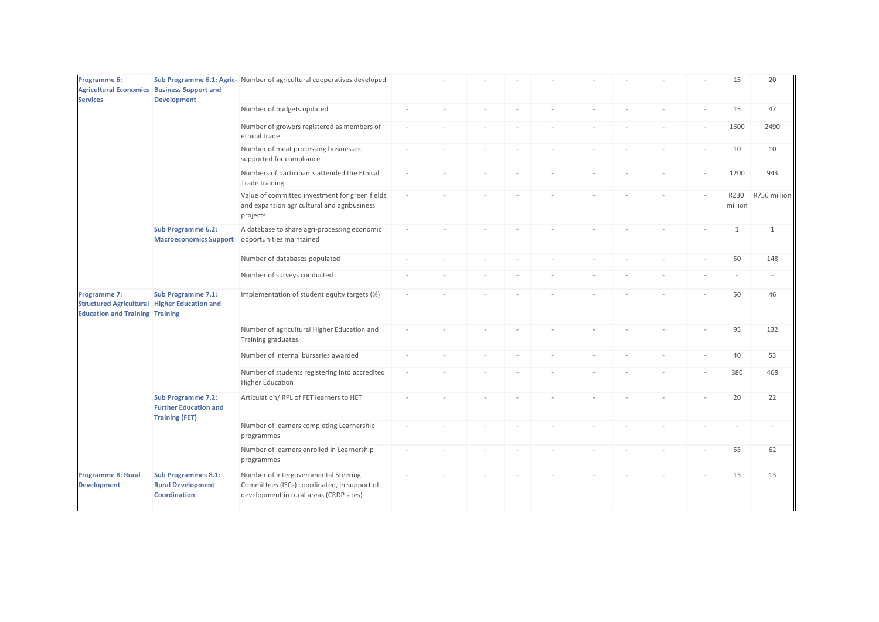| | | | | | | | | | | | | | |
|---|---|---|---|---|---|---|---|---|---|---|---|---|---|
| **Programme 6: Agricultural Economics Services** | **Sub Programme 6.1: Agric-Business Support and Development** | Number of agricultural cooperatives developed | | - | - | - | - | - | - | - | - | 15 | 20 |
| | | Number of budgets updated | - | - | - | - | - | - | - | - | - | 15 | 47 |
| | | Number of growers registered as members of ethical trade | - | - | - | - | - | - | - | - | - | 1600 | 2490 |
| | | Number of meat processing businesses supported for compliance | - | - | - | - | - | - | - | - | - | 10 | 10 |
| | | Numbers of participants attended the Ethical Trade training | - | - | - | - | - | - | - | - | - | 1200 | 943 |
| | | Value of committed investment for green fields and expansion agricultural and agribusiness projects | - | - | - | - | - | - | - | - | - | R230 million | R756 million |
| | **Sub Programme 6.2: Macroeconomics Support** | A database to share agri-processing economic opportunities maintained | - | - | - | - | - | - | - | - | - | 1 | 1 |
| | | Number of databases populated | - | - | - | - | - | - | - | - | - | 50 | 148 |
| | | Number of surveys conducted | - | - | - | - | - | - | - | - | - | - | - |
| **Programme 7: Structured Agricultural Education and Training** | **Sub Programme 7.1: Higher Education and Training** | Implementation of student equity targets (%) | - | - | - | - | - | - | - | - | - | 50 | 46 |
| | | Number of agricultural Higher Education and Training graduates | - | - | - | - | - | - | - | - | - | 95 | 132 |
| | | Number of internal bursaries awarded | - | - | - | - | - | - | - | - | - | 40 | 53 |
| | | Number of students registering into accredited Higher Education | - | - | - | - | - | - | - | - | - | 380 | 468 |
| | **Sub Programme 7.2: Further Education and Training (FET)** | Articulation/ RPL of FET learners to HET | - | - | - | - | - | - | - | - | - | 20 | 22 |
| | | Number of learners completing Learnership programmes | - | - | - | - | - | - | - | - | - | - | - |
| | | Number of learners enrolled in Learnership programmes | - | - | - | - | - | - | - | - | - | 55 | 62 |
| **Programme 8: Rural Development** | **Sub Programmes 8.1: Rural Development Coordination** | Number of Intergovernmental Steering Committees (ISCs) coordinated, in support of development in rural areas (CRDP sites) | - | - | - | - | - | - | - | - | - | 13 | 13 |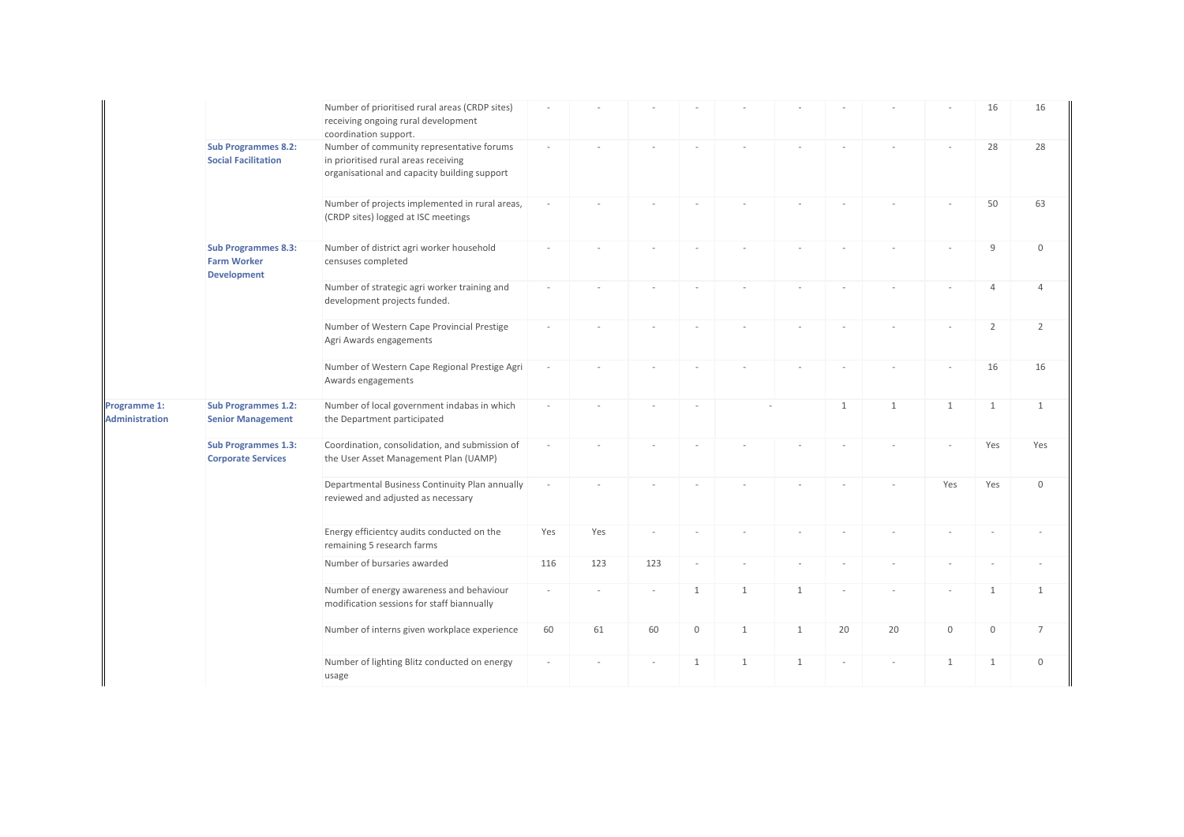| | | | | | | | | | | | | | |
|---|---|---|---|---|---|---|---|---|---|---|---|---|---|
| | | Number of prioritised rural areas (CRDP sites) receiving ongoing rural development coordination support. | - | - | - | - | - | - | - | - | - | 16 | 16 |
| | **Sub Programmes 8.2: Social Facilitation** | Number of community representative forums in prioritised rural areas receiving organisational and capacity building support | - | - | - | - | - | - | - | - | - | 28 | 28 |
| | | Number of projects implemented in rural areas, (CRDP sites) logged at ISC meetings | - | - | - | - | - | - | - | - | - | 50 | 63 |
| | **Sub Programmes 8.3: Farm Worker Development** | Number of district agri worker household censuses completed | - | - | - | - | - | - | - | - | - | 9 | 0 |
| | | Number of strategic agri worker training and development projects funded. | - | - | - | - | - | - | - | - | - | 4 | 4 |
| | | Number of Western Cape Provincial Prestige Agri Awards engagements | - | - | - | - | - | - | - | - | - | 2 | 2 |
| | | Number of Western Cape Regional Prestige Agri Awards engagements | - | - | - | - | - | - | - | - | - | 16 | 16 |
| **Programme 1: Administration** | **Sub Programmes 1.2: Senior Management** | Number of local government indabas in which the Department participated | - | - | - | - | - | | 1 | 1 | 1 | 1 | 1 |
| | **Sub Programmes 1.3: Corporate Services** | Coordination, consolidation, and submission of the User Asset Management Plan (UAMP) | - | - | - | - | - | - | - | - | - | Yes | Yes |
| | | Departmental Business Continuity Plan annually reviewed and adjusted as necessary | - | - | - | - | - | - | - | - | Yes | Yes | 0 |
| | | Energy efficientcy audits conducted on the remaining 5 research farms | Yes | Yes | - | - | - | - | - | - | - | - | - |
| | | Number of bursaries awarded | 116 | 123 | 123 | - | - | - | - | - | - | - | - |
| | | Number of energy awareness and behaviour modification sessions for staff biannually | - | - | - | 1 | 1 | 1 | - | - | - | 1 | 1 |
| | | Number of interns given workplace experience | 60 | 61 | 60 | 0 | 1 | 1 | 20 | 20 | 0 | 0 | 7 |
| | | Number of lighting Blitz conducted on energy usage | - | - | - | 1 | 1 | 1 | - | - | 1 | 1 | 0 |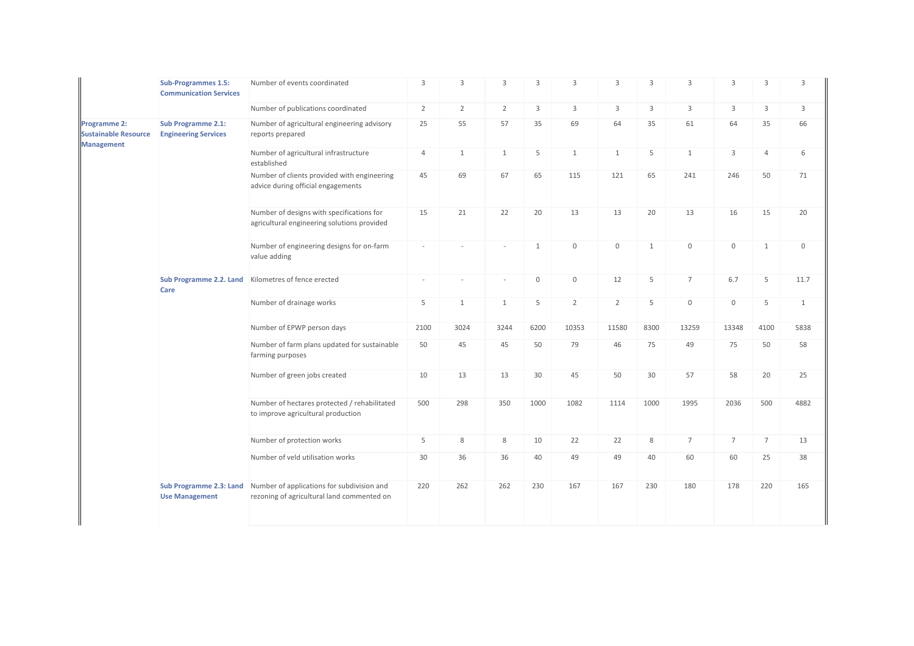| | | | | | | | | | | | | | |
|---|---|---|---|---|---|---|---|---|---|---|---|---|---|
| | **Sub-Programmes 1.5: Communication Services** | Number of events coordinated | 3 | 3 | 3 | 3 | 3 | 3 | 3 | 3 | 3 | 3 | 3 |
| | | Number of publications coordinated | 2 | 2 | 2 | 3 | 3 | 3 | 3 | 3 | 3 | 3 | 3 |
| **Programme 2: Sustainable Resource Management** | **Sub Programme 2.1: Engineering Services** | Number of agricultural engineering advisory reports prepared | 25 | 55 | 57 | 35 | 69 | 64 | 35 | 61 | 64 | 35 | 66 |
| | | Number of agricultural infrastructure established | 4 | 1 | 1 | 5 | 1 | 1 | 5 | 1 | 3 | 4 | 6 |
| | | Number of clients provided with engineering advice during official engagements | 45 | 69 | 67 | 65 | 115 | 121 | 65 | 241 | 246 | 50 | 71 |
| | | Number of designs with specifications for agricultural engineering solutions provided | 15 | 21 | 22 | 20 | 13 | 13 | 20 | 13 | 16 | 15 | 20 |
| | | Number of engineering designs for on-farm value adding | - | - | - | 1 | 0 | 0 | 1 | 0 | 0 | 1 | 0 |
| | **Sub Programme 2.2. Land Care** | Kilometres of fence erected | - | - | - | 0 | 0 | 12 | 5 | 7 | 6.7 | 5 | 11.7 |
| | | Number of drainage works | 5 | 1 | 1 | 5 | 2 | 2 | 5 | 0 | 0 | 5 | 1 |
| | | Number of EPWP person days | 2100 | 3024 | 3244 | 6200 | 10353 | 11580 | 8300 | 13259 | 13348 | 4100 | 5838 |
| | | Number of farm plans updated for sustainable farming purposes | 50 | 45 | 45 | 50 | 79 | 46 | 75 | 49 | 75 | 50 | 58 |
| | | Number of green jobs created | 10 | 13 | 13 | 30 | 45 | 50 | 30 | 57 | 58 | 20 | 25 |
| | | Number of hectares protected / rehabilitated to improve agricultural production | 500 | 298 | 350 | 1000 | 1082 | 1114 | 1000 | 1995 | 2036 | 500 | 4882 |
| | | Number of protection works | 5 | 8 | 8 | 10 | 22 | 22 | 8 | 7 | 7 | 7 | 13 |
| | | Number of veld utilisation works | 30 | 36 | 36 | 40 | 49 | 49 | 40 | 60 | 60 | 25 | 38 |
| | **Sub Programme 2.3: Land Use Management** | Number of applications for subdivision and rezoning of agricultural land commented on | 220 | 262 | 262 | 230 | 167 | 167 | 230 | 180 | 178 | 220 | 165 |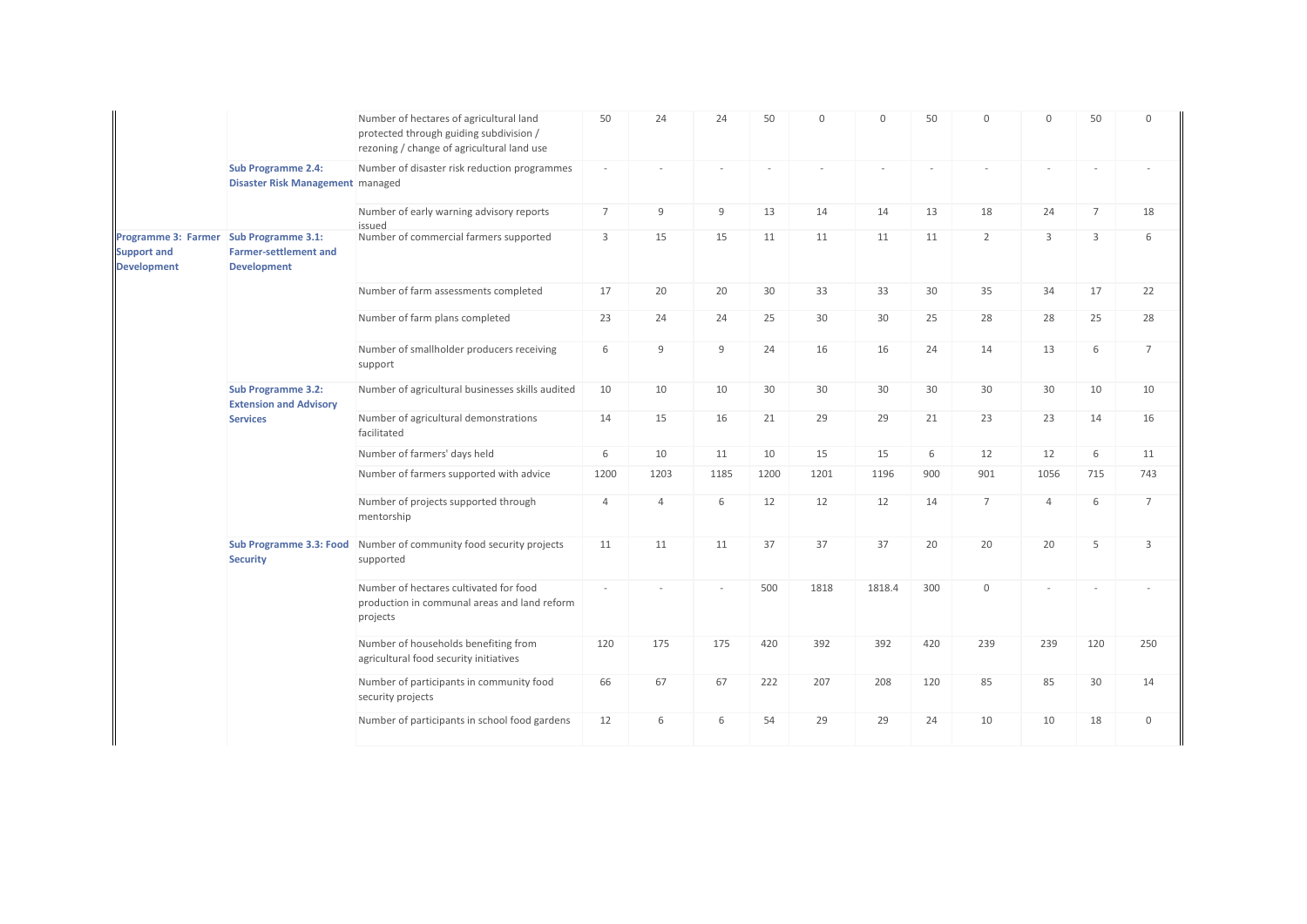| | | | | | | | | | | | | | |
|---|---|---|---|---|---|---|---|---|---|---|---|---|---|
| | | Number of hectares of agricultural land protected through guiding subdivision / rezoning / change of agricultural land use | 50 | 24 | 24 | 50 | 0 | 0 | 50 | 0 | 0 | 50 | 0 |
| | Sub Programme 2.4: Disaster Risk Management | Number of disaster risk reduction programmes managed | - | - | - | - | - | - | - | - | - | - | - |
| | | Number of early warning advisory reports issued | 7 | 9 | 9 | 13 | 14 | 14 | 13 | 18 | 24 | 7 | 18 |
| Programme 3: Farmer Support and Development | Sub Programme 3.1: Farmer-settlement and Development | Number of commercial farmers supported | 3 | 15 | 15 | 11 | 11 | 11 | 11 | 2 | 3 | 3 | 6 |
| | | Number of farm assessments completed | 17 | 20 | 20 | 30 | 33 | 33 | 30 | 35 | 34 | 17 | 22 |
| | | Number of farm plans completed | 23 | 24 | 24 | 25 | 30 | 30 | 25 | 28 | 28 | 25 | 28 |
| | | Number of smallholder producers receiving support | 6 | 9 | 9 | 24 | 16 | 16 | 24 | 14 | 13 | 6 | 7 |
| | Sub Programme 3.2: Extension and Advisory Services | Number of agricultural businesses skills audited | 10 | 10 | 10 | 30 | 30 | 30 | 30 | 30 | 30 | 10 | 10 |
| | | Number of agricultural demonstrations facilitated | 14 | 15 | 16 | 21 | 29 | 29 | 21 | 23 | 23 | 14 | 16 |
| | | Number of farmers' days held | 6 | 10 | 11 | 10 | 15 | 15 | 6 | 12 | 12 | 6 | 11 |
| | | Number of farmers supported with advice | 1200 | 1203 | 1185 | 1200 | 1201 | 1196 | 900 | 901 | 1056 | 715 | 743 |
| | | Number of projects supported through mentorship | 4 | 4 | 6 | 12 | 12 | 12 | 14 | 7 | 4 | 6 | 7 |
| | Sub Programme 3.3: Food Security | Number of community food security projects supported | 11 | 11 | 11 | 37 | 37 | 37 | 20 | 20 | 20 | 5 | 3 |
| | | Number of hectares cultivated for food production in communal areas and land reform projects | - | - | - | 500 | 1818 | 1818.4 | 300 | 0 | - | - | - |
| | | Number of households benefiting from agricultural food security initiatives | 120 | 175 | 175 | 420 | 392 | 392 | 420 | 239 | 239 | 120 | 250 |
| | | Number of participants in community food security projects | 66 | 67 | 67 | 222 | 207 | 208 | 120 | 85 | 85 | 30 | 14 |
| | | Number of participants in school food gardens | 12 | 6 | 6 | 54 | 29 | 29 | 24 | 10 | 10 | 18 | 0 |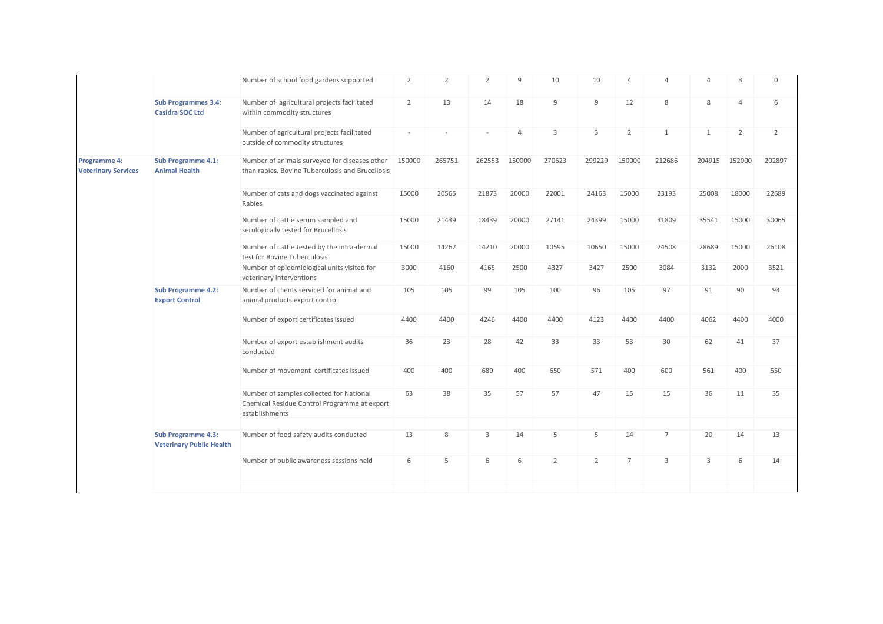| | | | | | | | | | | | | | |
|---|---|---|---|---|---|---|---|---|---|---|---|---|---|
| | | Number of school food gardens supported | 2 | 2 | 2 | 9 | 10 | 10 | 4 | 4 | 4 | 3 | 0 |
| | **Sub Programmes 3.4: Casidra SOC Ltd** | Number of agricultural projects facilitated within commodity structures | 2 | 13 | 14 | 18 | 9 | 9 | 12 | 8 | 8 | 4 | 6 |
| | | Number of agricultural projects facilitated outside of commodity structures | - | - | - | 4 | 3 | 3 | 2 | 1 | 1 | 2 | 2 |
| **Programme 4: Veterinary Services** | **Sub Programme 4.1: Animal Health** | Number of animals surveyed for diseases other than rabies, Bovine Tuberculosis and Brucellosis | 150000 | 265751 | 262553 | 150000 | 270623 | 299229 | 150000 | 212686 | 204915 | 152000 | 202897 |
| | | Number of cats and dogs vaccinated against Rabies | 15000 | 20565 | 21873 | 20000 | 22001 | 24163 | 15000 | 23193 | 25008 | 18000 | 22689 |
| | | Number of cattle serum sampled and serologically tested for Brucellosis | 15000 | 21439 | 18439 | 20000 | 27141 | 24399 | 15000 | 31809 | 35541 | 15000 | 30065 |
| | | Number of cattle tested by the intra-dermal test for Bovine Tuberculosis | 15000 | 14262 | 14210 | 20000 | 10595 | 10650 | 15000 | 24508 | 28689 | 15000 | 26108 |
| | | Number of epidemiological units visited for veterinary interventions | 3000 | 4160 | 4165 | 2500 | 4327 | 3427 | 2500 | 3084 | 3132 | 2000 | 3521 |
| | **Sub Programme 4.2: Export Control** | Number of clients serviced for animal and animal products export control | 105 | 105 | 99 | 105 | 100 | 96 | 105 | 97 | 91 | 90 | 93 |
| | | Number of export certificates issued | 4400 | 4400 | 4246 | 4400 | 4400 | 4123 | 4400 | 4400 | 4062 | 4400 | 4000 |
| | | Number of export establishment audits conducted | 36 | 23 | 28 | 42 | 33 | 33 | 53 | 30 | 62 | 41 | 37 |
| | | Number of movement certificates issued | 400 | 400 | 689 | 400 | 650 | 571 | 400 | 600 | 561 | 400 | 550 |
| | | Number of samples collected for National Chemical Residue Control Programme at export establishments | 63 | 38 | 35 | 57 | 57 | 47 | 15 | 15 | 36 | 11 | 35 |
| | **Sub Programme 4.3: Veterinary Public Health** | Number of food safety audits conducted | 13 | 8 | 3 | 14 | 5 | 5 | 14 | 7 | 20 | 14 | 13 |
| | | Number of public awareness sessions held | 6 | 5 | 6 | 6 | 2 | 2 | 7 | 3 | 3 | 6 | 14 |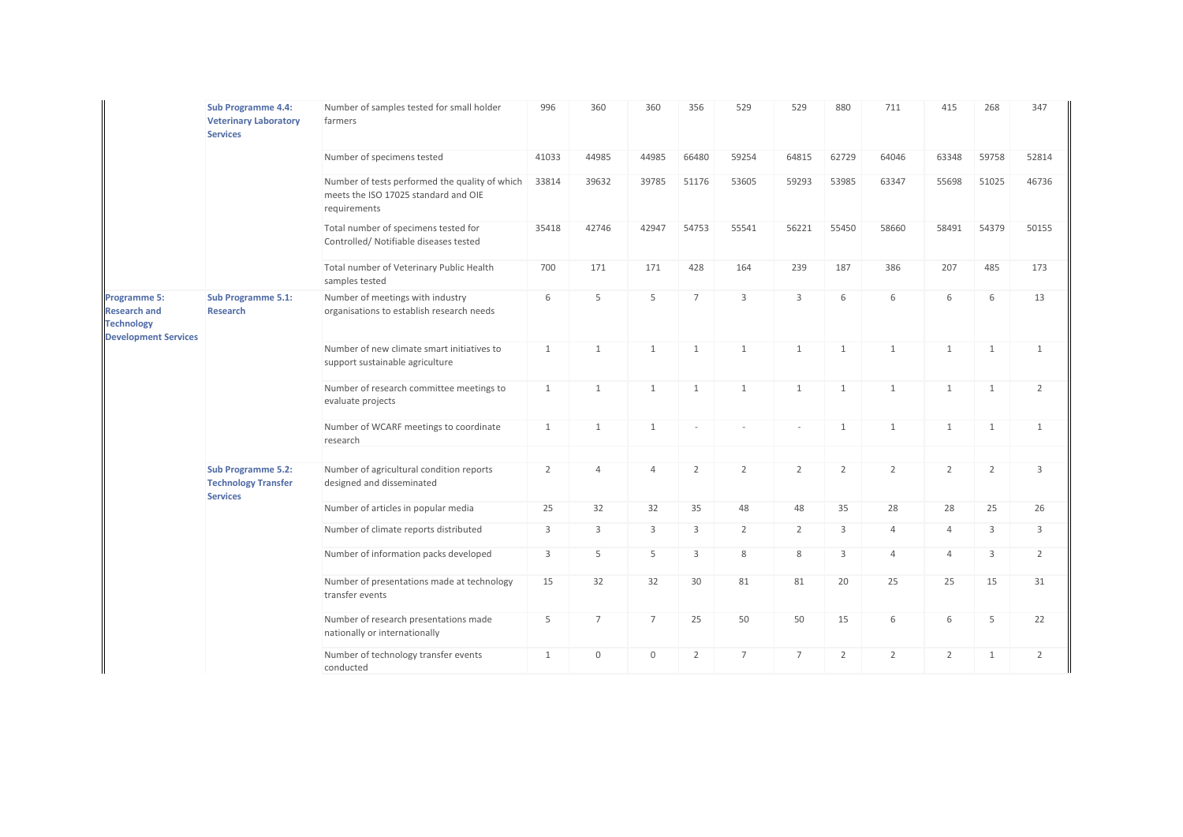| | | | | | | | | | | | | |
|---|---|---|---|---|---|---|---|---|---|---|---|---|
| | **Sub Programme 4.4: Veterinary Laboratory Services** | Number of samples tested for small holder farmers | 996 | 360 | 360 | 356 | 529 | 529 | 880 | 711 | 415 | 268 | 347 |
| | | Number of specimens tested | 41033 | 44985 | 44985 | 66480 | 59254 | 64815 | 62729 | 64046 | 63348 | 59758 | 52814 |
| | | Number of tests performed the quality of which meets the ISO 17025 standard and OIE requirements | 33814 | 39632 | 39785 | 51176 | 53605 | 59293 | 53985 | 63347 | 55698 | 51025 | 46736 |
| | | Total number of specimens tested for Controlled/ Notifiable diseases tested | 35418 | 42746 | 42947 | 54753 | 55541 | 56221 | 55450 | 58660 | 58491 | 54379 | 50155 |
| | | Total number of Veterinary Public Health samples tested | 700 | 171 | 171 | 428 | 164 | 239 | 187 | 386 | 207 | 485 | 173 |
| **Programme 5: Research and Technology Development Services** | **Sub Programme 5.1: Research** | Number of meetings with industry organisations to establish research needs | 6 | 5 | 5 | 7 | 3 | 3 | 6 | 6 | 6 | 6 | 13 |
| | | Number of new climate smart initiatives to support sustainable agriculture | 1 | 1 | 1 | 1 | 1 | 1 | 1 | 1 | 1 | 1 | 1 |
| | | Number of research committee meetings to evaluate projects | 1 | 1 | 1 | 1 | 1 | 1 | 1 | 1 | 1 | 1 | 2 |
| | | Number of WCARF meetings to coordinate research | 1 | 1 | 1 | - | - | - | 1 | 1 | 1 | 1 | 1 |
| | **Sub Programme 5.2: Technology Transfer Services** | Number of agricultural condition reports designed and disseminated | 2 | 4 | 4 | 2 | 2 | 2 | 2 | 2 | 2 | 2 | 3 |
| | | Number of articles in popular media | 25 | 32 | 32 | 35 | 48 | 48 | 35 | 28 | 28 | 25 | 26 |
| | | Number of climate reports distributed | 3 | 3 | 3 | 3 | 2 | 2 | 3 | 4 | 4 | 3 | 3 |
| | | Number of information packs developed | 3 | 5 | 5 | 3 | 8 | 8 | 3 | 4 | 4 | 3 | 2 |
| | | Number of presentations made at technology transfer events | 15 | 32 | 32 | 30 | 81 | 81 | 20 | 25 | 25 | 15 | 31 |
| | | Number of research presentations made nationally or internationally | 5 | 7 | 7 | 25 | 50 | 50 | 15 | 6 | 6 | 5 | 22 |
| | | Number of technology transfer events conducted | 1 | 0 | 0 | 2 | 7 | 7 | 2 | 2 | 2 | 1 | 2 |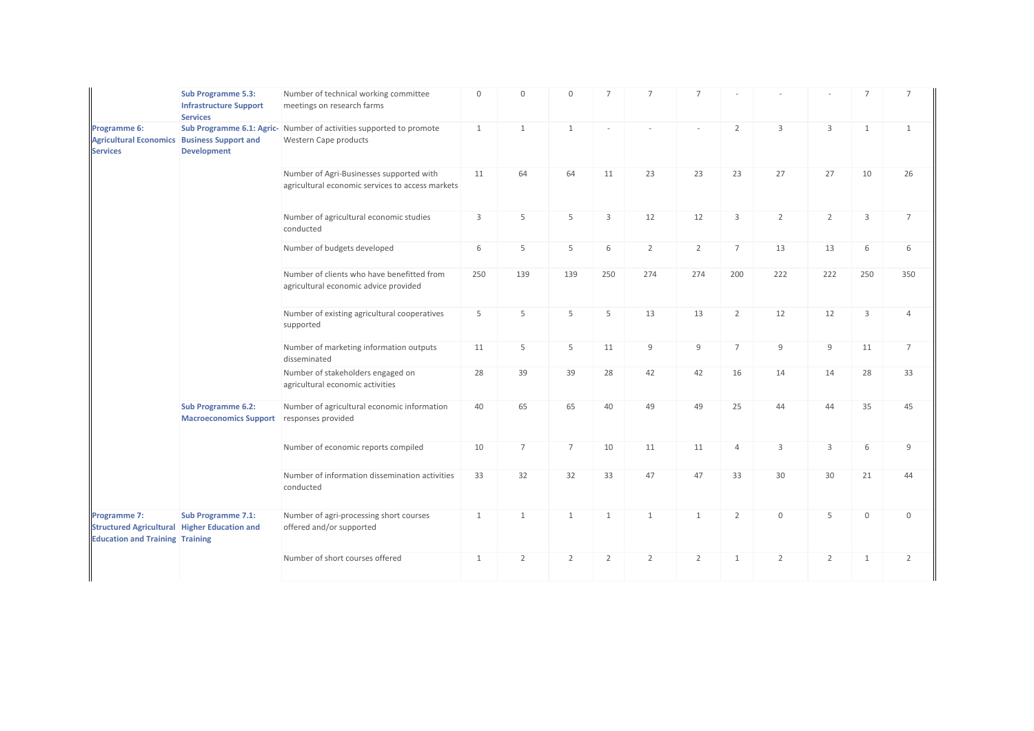| | | | | | | | | | | | | | |
|---|---|---|---|---|---|---|---|---|---|---|---|---|---|
| | **Sub Programme 5.3: Infrastructure Support Services** | Number of technical working committee meetings on research farms | 0 | 0 | 0 | 7 | 7 | 7 | - | - | - | 7 | 7 |
| **Programme 6: Agricultural Economics Services** | **Sub Programme 6.1: Agric-Business Support and Development** | Number of activities supported to promote Western Cape products | 1 | 1 | 1 | - | - | - | 2 | 3 | 3 | 1 | 1 |
| | | Number of Agri-Businesses supported with agricultural economic services to access markets | 11 | 64 | 64 | 11 | 23 | 23 | 23 | 27 | 27 | 10 | 26 |
| | | Number of agricultural economic studies conducted | 3 | 5 | 5 | 3 | 12 | 12 | 3 | 2 | 2 | 3 | 7 |
| | | Number of budgets developed | 6 | 5 | 5 | 6 | 2 | 2 | 7 | 13 | 13 | 6 | 6 |
| | | Number of clients who have benefitted from agricultural economic advice provided | 250 | 139 | 139 | 250 | 274 | 274 | 200 | 222 | 222 | 250 | 350 |
| | | Number of existing agricultural cooperatives supported | 5 | 5 | 5 | 5 | 13 | 13 | 2 | 12 | 12 | 3 | 4 |
| | | Number of marketing information outputs disseminated | 11 | 5 | 5 | 11 | 9 | 9 | 7 | 9 | 9 | 11 | 7 |
| | | Number of stakeholders engaged on agricultural economic activities | 28 | 39 | 39 | 28 | 42 | 42 | 16 | 14 | 14 | 28 | 33 |
| | **Sub Programme 6.2: Macroeconomics Support** | Number of agricultural economic information responses provided | 40 | 65 | 65 | 40 | 49 | 49 | 25 | 44 | 44 | 35 | 45 |
| | | Number of economic reports compiled | 10 | 7 | 7 | 10 | 11 | 11 | 4 | 3 | 3 | 6 | 9 |
| | | Number of information dissemination activities conducted | 33 | 32 | 32 | 33 | 47 | 47 | 33 | 30 | 30 | 21 | 44 |
| **Programme 7: Structured Agricultural Education and Training** | **Sub Programme 7.1: Higher Education and Training** | Number of agri-processing short courses offered and/or supported | 1 | 1 | 1 | 1 | 1 | 1 | 2 | 0 | 5 | 0 | 0 |
| | | Number of short courses offered | 1 | 2 | 2 | 2 | 2 | 2 | 1 | 2 | 2 | 1 | 2 |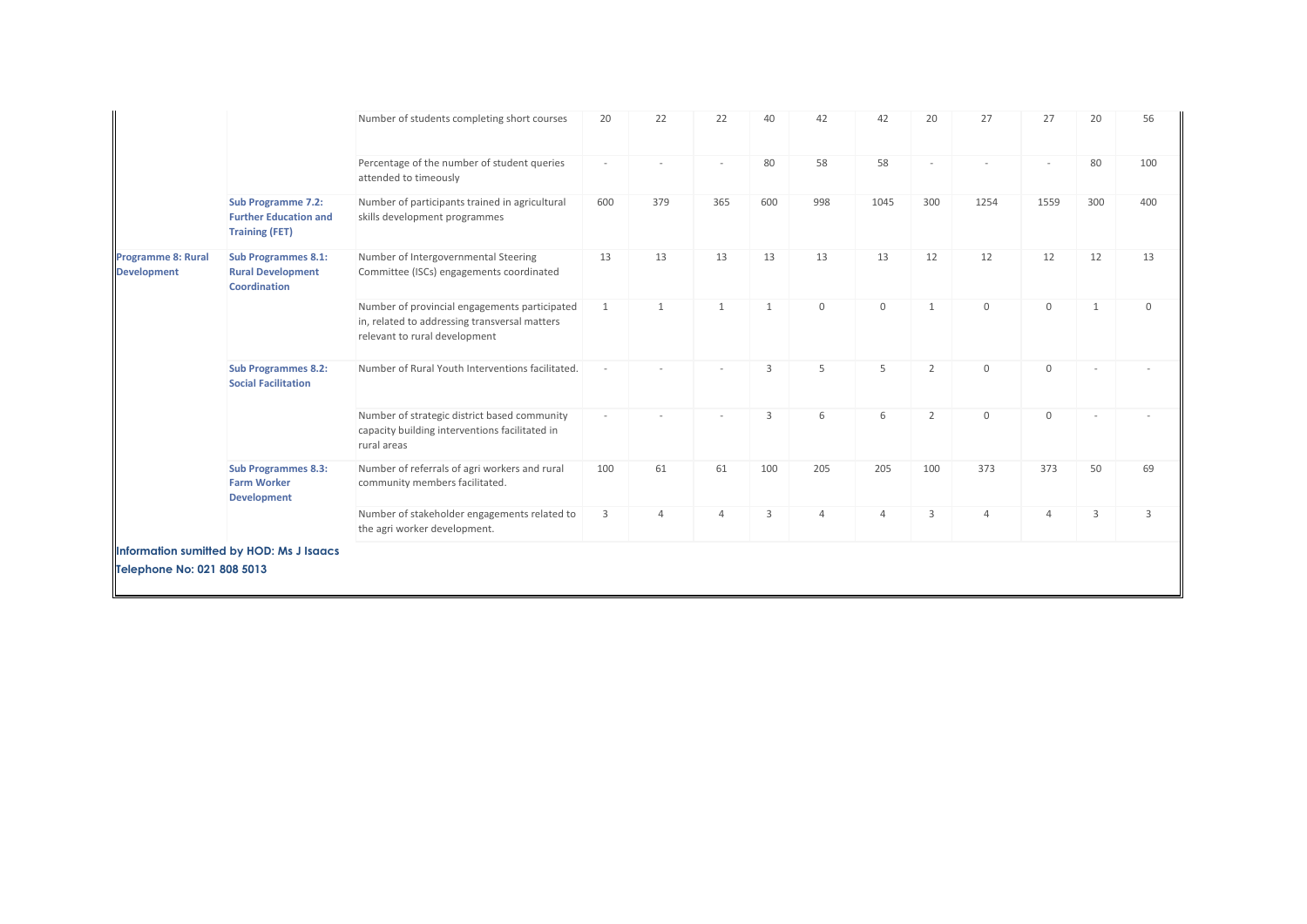| | | | | | | | | | | | | | |
|---|---|---|---|---|---|---|---|---|---|---|---|---|---|
| | | Number of students completing short courses | 20 | 22 | 22 | 40 | 42 | 42 | 20 | 27 | 27 | 20 | 56 |
| | | Percentage of the number of student queries attended to timeously | - | - | - | 80 | 58 | 58 | - | - | - | 80 | 100 |
| | **Sub Programme 7.2: Further Education and Training (FET)** | Number of participants trained in agricultural skills development programmes | 600 | 379 | 365 | 600 | 998 | 1045 | 300 | 1254 | 1559 | 300 | 400 |
| **Programme 8: Rural Development** | **Sub Programmes 8.1: Rural Development Coordination** | Number of Intergovernmental Steering Committee (ISCs) engagements coordinated | 13 | 13 | 13 | 13 | 13 | 13 | 12 | 12 | 12 | 12 | 13 |
| | | Number of provincial engagements participated in, related to addressing transversal matters relevant to rural development | 1 | 1 | 1 | 1 | 0 | 0 | 1 | 0 | 0 | 1 | 0 |
| | **Sub Programmes 8.2: Social Facilitation** | Number of Rural Youth Interventions facilitated. | - | - | - | 3 | 5 | 5 | 2 | 0 | 0 | - | - |
| | | Number of strategic district based community capacity building interventions facilitated in rural areas | - | - | - | 3 | 6 | 6 | 2 | 0 | 0 | - | - |
| | **Sub Programmes 8.3: Farm Worker Development** | Number of referrals of agri workers and rural community members facilitated. | 100 | 61 | 61 | 100 | 205 | 205 | 100 | 373 | 373 | 50 | 69 |
| | | Number of stakeholder engagements related to the agri worker development. | 3 | 4 | 4 | 3 | 4 | 4 | 3 | 4 | 4 | 3 | 3 |

**Information sumitted by HOD: Ms J Isaacs**

**Telephone No: 021 808 5013**